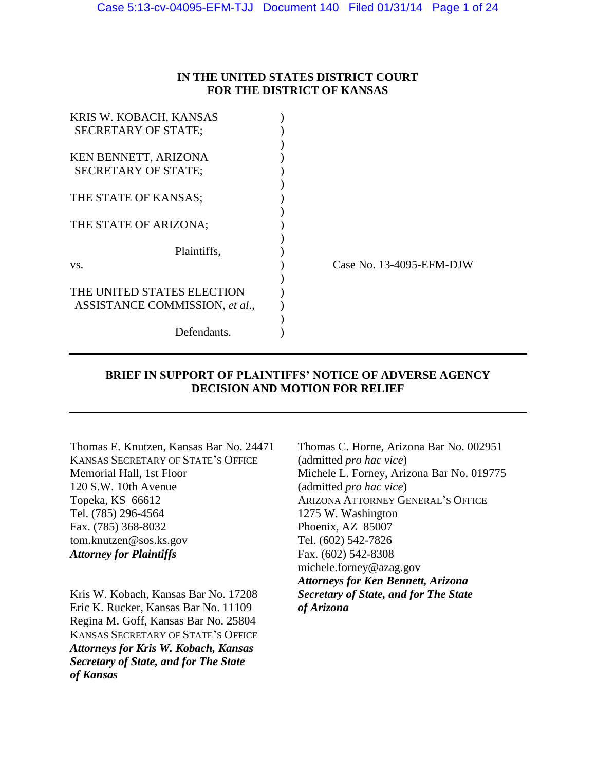**IN THE UNITED STATES DISTRICT COURT**
**FOR THE DISTRICT OF KANSAS**

KRIS W. KOBACH, KANSAS SECRETARY OF STATE;

KEN BENNETT, ARIZONA SECRETARY OF STATE;

THE STATE OF KANSAS;

THE STATE OF ARIZONA;

Plaintiffs,

vs.

THE UNITED STATES ELECTION ASSISTANCE COMMISSION, *et al*.,

Defendants.

Case No. 13-4095-EFM-DJW

---

**BRIEF IN SUPPORT OF PLAINTIFFS' NOTICE OF ADVERSE AGENCY DECISION AND MOTION FOR RELIEF**

---

Thomas E. Knutzen, Kansas Bar No. 24471
KANSAS SECRETARY OF STATE'S OFFICE
Memorial Hall, 1st Floor
120 S.W. 10th Avenue
Topeka, KS 66612
Tel. (785) 296-4564
Fax. (785) 368-8032
tom.knutzen@sos.ks.gov
***Attorney for Plaintiffs***

Kris W. Kobach, Kansas Bar No. 17208
Eric K. Rucker, Kansas Bar No. 11109
Regina M. Goff, Kansas Bar No. 25804
KANSAS SECRETARY OF STATE'S OFFICE
***Attorneys for Kris W. Kobach, Kansas Secretary of State, and for The State of Kansas***

Thomas C. Horne, Arizona Bar No. 002951
(admitted *pro hac vice*)
Michele L. Forney, Arizona Bar No. 019775
(admitted *pro hac vice*)
ARIZONA ATTORNEY GENERAL'S OFFICE
1275 W. Washington
Phoenix, AZ 85007
Tel. (602) 542-7826
Fax. (602) 542-8308
michele.forney@azag.gov
***Attorneys for Ken Bennett, Arizona Secretary of State, and for The State of Arizona***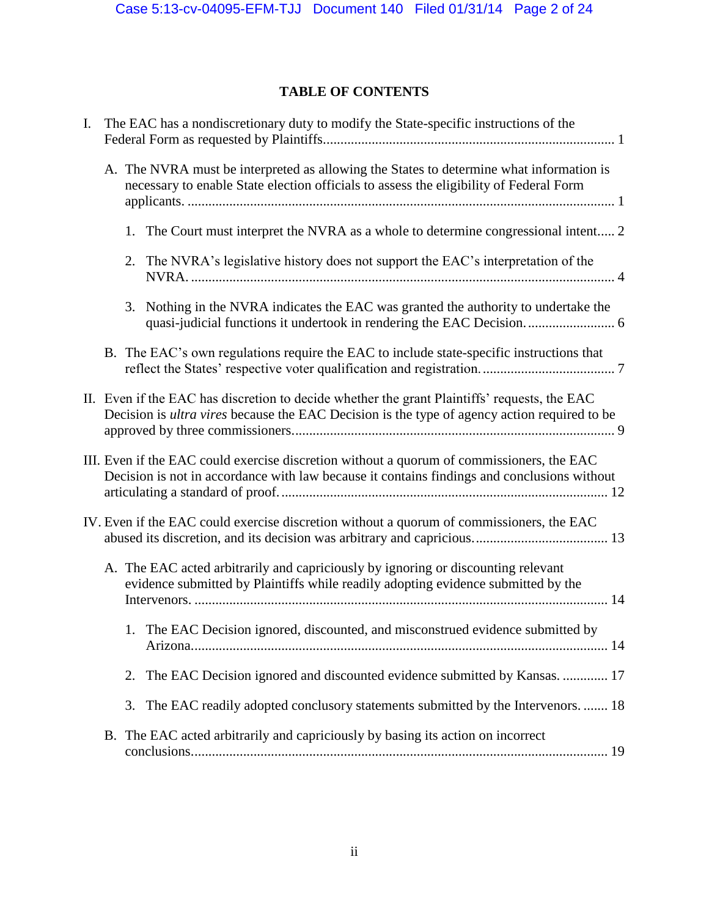## TABLE OF CONTENTS

I. The EAC has a nondiscretionary duty to modify the State-specific instructions of the Federal Form as requested by Plaintiffs.................................................................................... 1

A. The NVRA must be interpreted as allowing the States to determine what information is necessary to enable State election officials to assess the eligibility of Federal Form applicants. .......................................................................................................................... 1

1. The Court must interpret the NVRA as a whole to determine congressional intent..... 2

2. The NVRA's legislative history does not support the EAC's interpretation of the NVRA. ......................................................................................................................... 4

3. Nothing in the NVRA indicates the EAC was granted the authority to undertake the quasi-judicial functions it undertook in rendering the EAC Decision. ......................... 6

B. The EAC's own regulations require the EAC to include state-specific instructions that reflect the States' respective voter qualification and registration. ...................................... 7

II. Even if the EAC has discretion to decide whether the grant Plaintiffs' requests, the EAC Decision is *ultra vires* because the EAC Decision is the type of agency action required to be approved by three commissioners............................................................................................ 9

III. Even if the EAC could exercise discretion without a quorum of commissioners, the EAC Decision is not in accordance with law because it contains findings and conclusions without articulating a standard of proof. ............................................................................................ 12

IV. Even if the EAC could exercise discretion without a quorum of commissioners, the EAC abused its discretion, and its decision was arbitrary and capricious. ...................................... 13

A. The EAC acted arbitrarily and capriciously by ignoring or discounting relevant evidence submitted by Plaintiffs while readily adopting evidence submitted by the Intervenors. ...................................................................................................................... 14

1. The EAC Decision ignored, discounted, and misconstrued evidence submitted by Arizona....................................................................................................................... 14

2. The EAC Decision ignored and discounted evidence submitted by Kansas. ............. 17

3. The EAC readily adopted conclusory statements submitted by the Intervenors. ....... 18

B. The EAC acted arbitrarily and capriciously by basing its action on incorrect conclusions....................................................................................................................... 19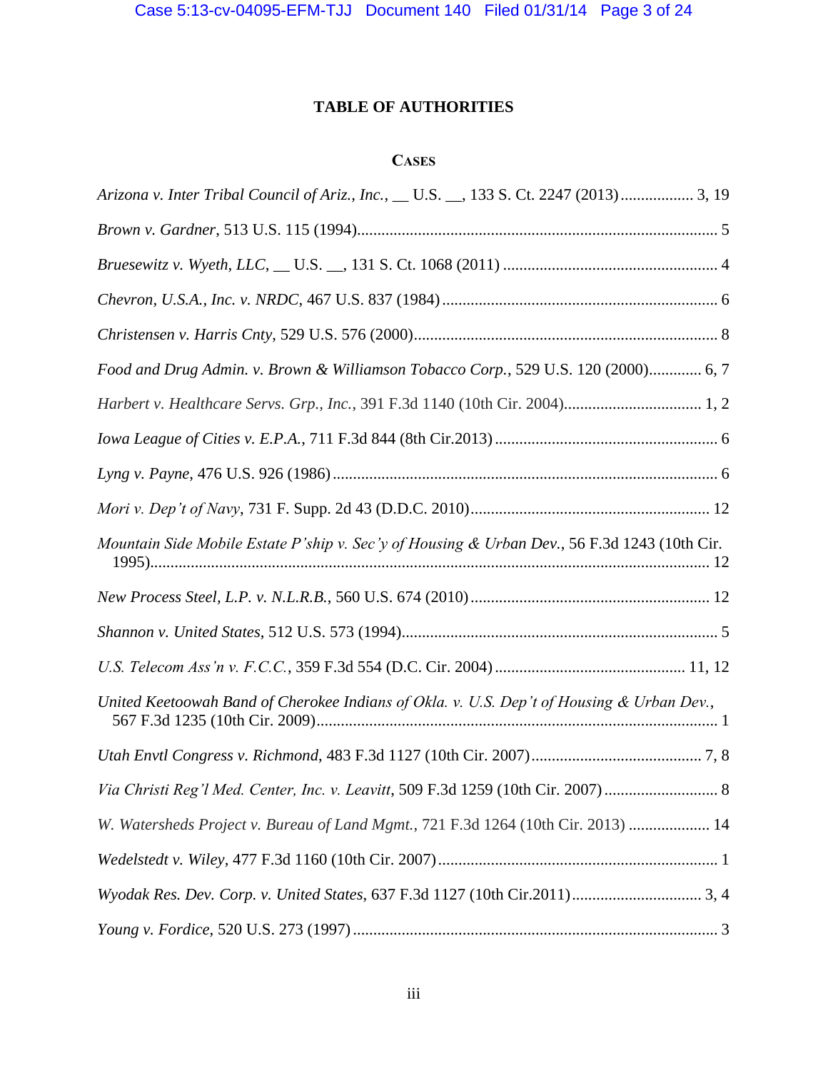# TABLE OF AUTHORITIES

## CASES

*Arizona v. Inter Tribal Council of Ariz., Inc.*, __ U.S. __, 133 S. Ct. 2247 (2013) .................. 3, 19

*Brown v. Gardner*, 513 U.S. 115 (1994) ........................................................................................ 5

*Bruesewitz v. Wyeth, LLC*, __ U.S. __, 131 S. Ct. 1068 (2011) .................................................... 4

*Chevron, U.S.A., Inc. v. NRDC*, 467 U.S. 837 (1984) .................................................................... 6

*Christensen v. Harris Cnty*, 529 U.S. 576 (2000) ........................................................................... 8

*Food and Drug Admin. v. Brown & Williamson Tobacco Corp.*, 529 U.S. 120 (2000) ............. 6, 7

*Harbert v. Healthcare Servs. Grp., Inc.*, 391 F.3d 1140 (10th Cir. 2004) ................................. 1, 2

*Iowa League of Cities v. E.P.A.*, 711 F.3d 844 (8th Cir.2013) ....................................................... 6

*Lyng v. Payne*, 476 U.S. 926 (1986) ............................................................................................... 6

*Mori v. Dep't of Navy*, 731 F. Supp. 2d 43 (D.D.C. 2010) .......................................................... 12

*Mountain Side Mobile Estate P'ship v. Sec'y of Housing & Urban Dev.*, 56 F.3d 1243 (10th Cir. 1995) ......................................................................................................................................... 12

*New Process Steel, L.P. v. N.L.R.B.*, 560 U.S. 674 (2010) .......................................................... 12

*Shannon v. United States*, 512 U.S. 573 (1994) ............................................................................. 5

*U.S. Telecom Ass'n v. F.C.C.*, 359 F.3d 554 (D.C. Cir. 2004) .............................................. 11, 12

*United Keetoowah Band of Cherokee Indians of Okla. v. U.S. Dep't of Housing & Urban Dev.*, 567 F.3d 1235 (10th Cir. 2009) .................................................................................................. 1

*Utah Envtl Congress v. Richmond*, 483 F.3d 1127 (10th Cir. 2007) .......................................... 7, 8

*Via Christi Reg'l Med. Center, Inc. v. Leavitt*, 509 F.3d 1259 (10th Cir. 2007) ............................ 8

*W. Watersheds Project v. Bureau of Land Mgmt.*, 721 F.3d 1264 (10th Cir. 2013) .................... 14

*Wedelstedt v. Wiley*, 477 F.3d 1160 (10th Cir. 2007) ..................................................................... 1

*Wyodak Res. Dev. Corp. v. United States*, 637 F.3d 1127 (10th Cir.2011) ................................ 3, 4

*Young v. Fordice*, 520 U.S. 273 (1997) .......................................................................................... 3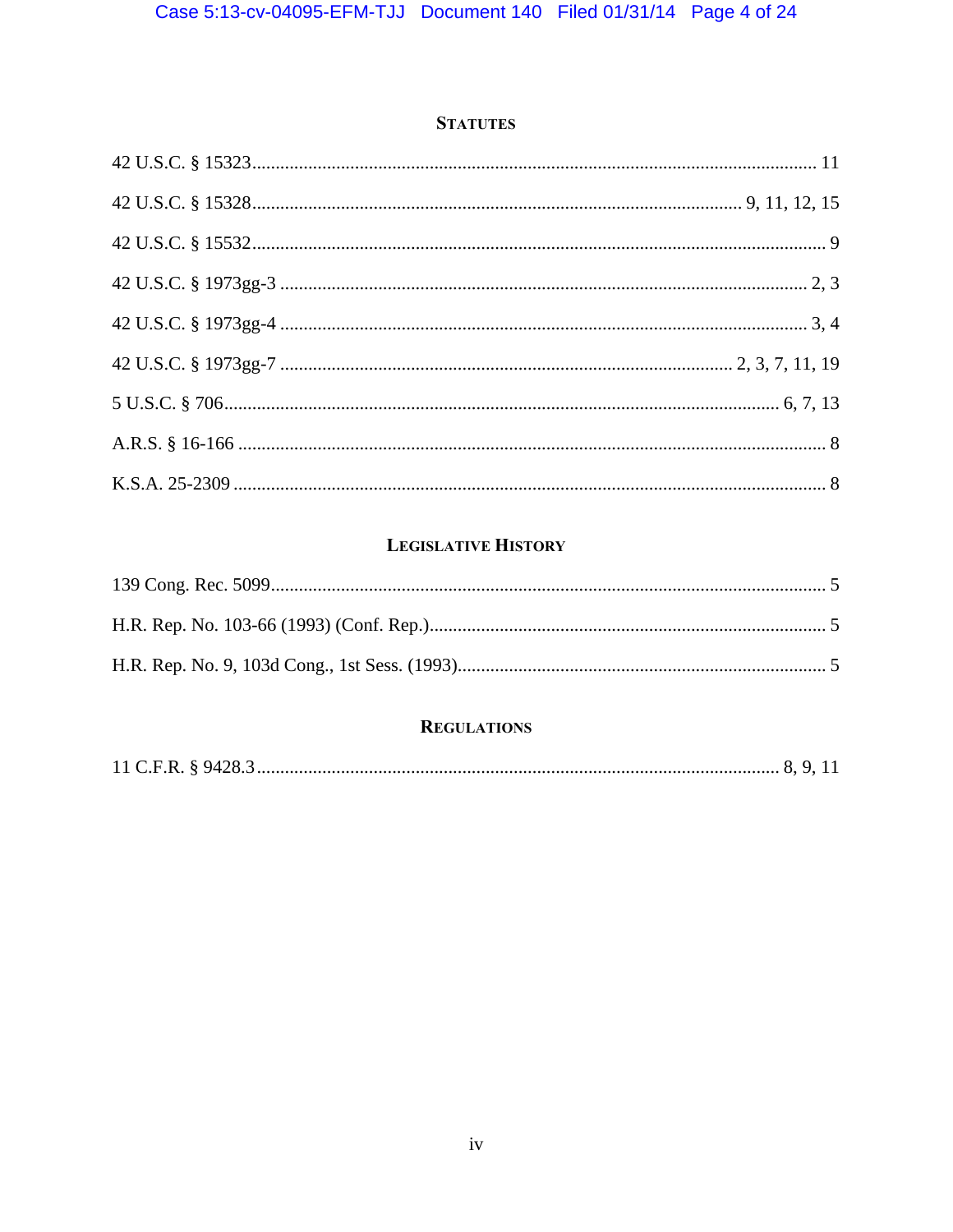## STATUTES

42 U.S.C. § 15323 ........................................................................................................ 11

42 U.S.C. § 15328 ............................................................................................ 9, 11, 12, 15

42 U.S.C. § 15532 .......................................................................................................... 9

42 U.S.C. § 1973gg-3 ................................................................................................ 2, 3

42 U.S.C. § 1973gg-4 ................................................................................................ 3, 4

42 U.S.C. § 1973gg-7 ................................................................................ 2, 3, 7, 11, 19

5 U.S.C. § 706 ....................................................................................................... 6, 7, 13

A.R.S. § 16-166 ............................................................................................................. 8

K.S.A. 25-2309 .............................................................................................................. 8

## LEGISLATIVE HISTORY

139 Cong. Rec. 5099 ...................................................................................................... 5

H.R. Rep. No. 103-66 (1993) (Conf. Rep.) ................................................................... 5

H.R. Rep. No. 9, 103d Cong., 1st Sess. (1993) ............................................................. 5

## REGULATIONS

11 C.F.R. § 9428.3 ................................................................................................ 8, 9, 11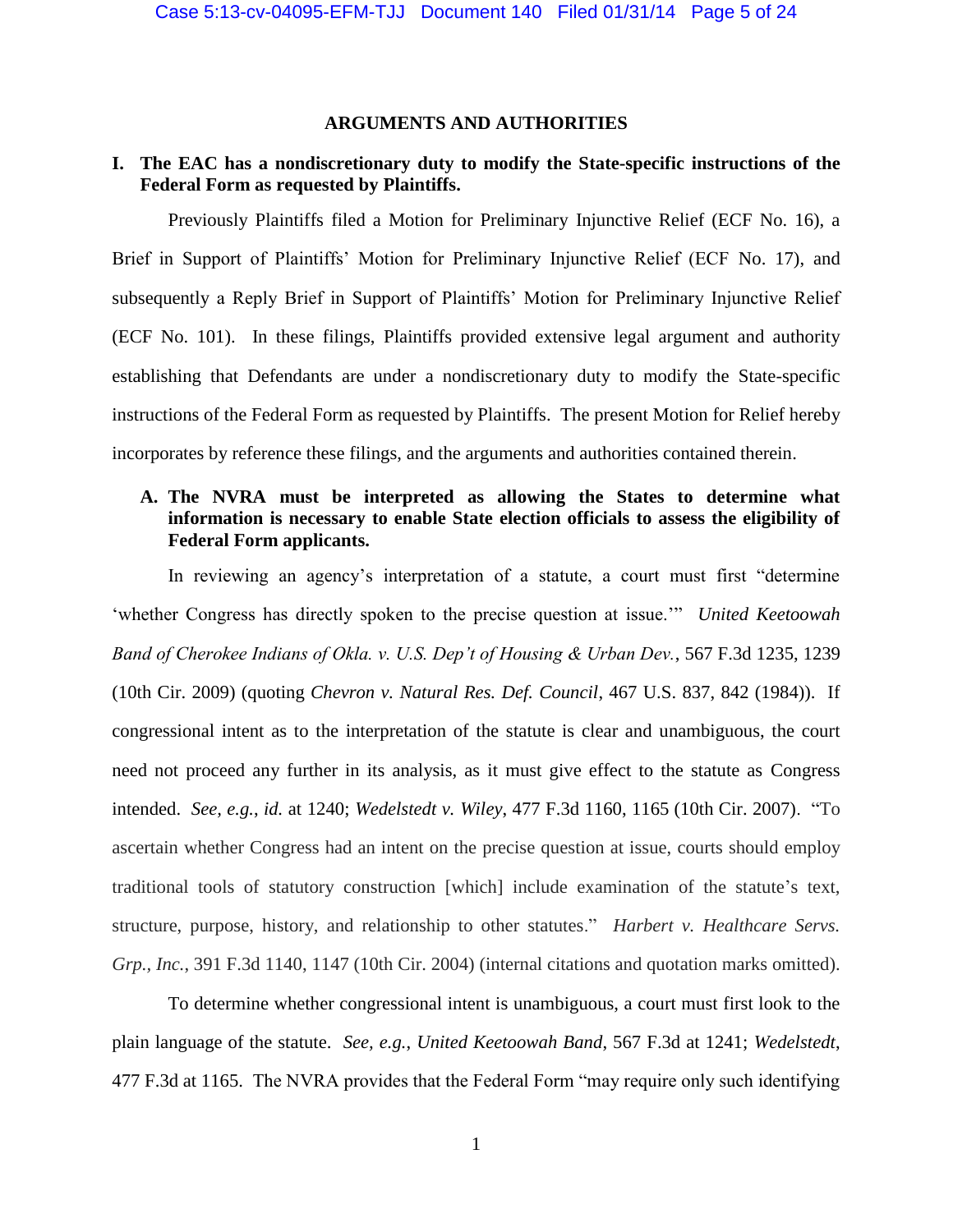## ARGUMENTS AND AUTHORITIES

### I. The EAC has a nondiscretionary duty to modify the State-specific instructions of the Federal Form as requested by Plaintiffs.

Previously Plaintiffs filed a Motion for Preliminary Injunctive Relief (ECF No. 16), a Brief in Support of Plaintiffs' Motion for Preliminary Injunctive Relief (ECF No. 17), and subsequently a Reply Brief in Support of Plaintiffs' Motion for Preliminary Injunctive Relief (ECF No. 101). In these filings, Plaintiffs provided extensive legal argument and authority establishing that Defendants are under a nondiscretionary duty to modify the State-specific instructions of the Federal Form as requested by Plaintiffs. The present Motion for Relief hereby incorporates by reference these filings, and the arguments and authorities contained therein.

#### A. The NVRA must be interpreted as allowing the States to determine what information is necessary to enable State election officials to assess the eligibility of Federal Form applicants.

In reviewing an agency's interpretation of a statute, a court must first "determine 'whether Congress has directly spoken to the precise question at issue.'" *United Keetoowah Band of Cherokee Indians of Okla. v. U.S. Dep't of Housing & Urban Dev.*, 567 F.3d 1235, 1239 (10th Cir. 2009) (quoting *Chevron v. Natural Res. Def. Council*, 467 U.S. 837, 842 (1984)). If congressional intent as to the interpretation of the statute is clear and unambiguous, the court need not proceed any further in its analysis, as it must give effect to the statute as Congress intended. *See, e.g.*, *id.* at 1240; *Wedelstedt v. Wiley*, 477 F.3d 1160, 1165 (10th Cir. 2007). "To ascertain whether Congress had an intent on the precise question at issue, courts should employ traditional tools of statutory construction [which] include examination of the statute's text, structure, purpose, history, and relationship to other statutes." *Harbert v. Healthcare Servs. Grp., Inc.*, 391 F.3d 1140, 1147 (10th Cir. 2004) (internal citations and quotation marks omitted).

To determine whether congressional intent is unambiguous, a court must first look to the plain language of the statute. *See, e.g.*, *United Keetoowah Band*, 567 F.3d at 1241; *Wedelstedt*, 477 F.3d at 1165. The NVRA provides that the Federal Form "may require only such identifying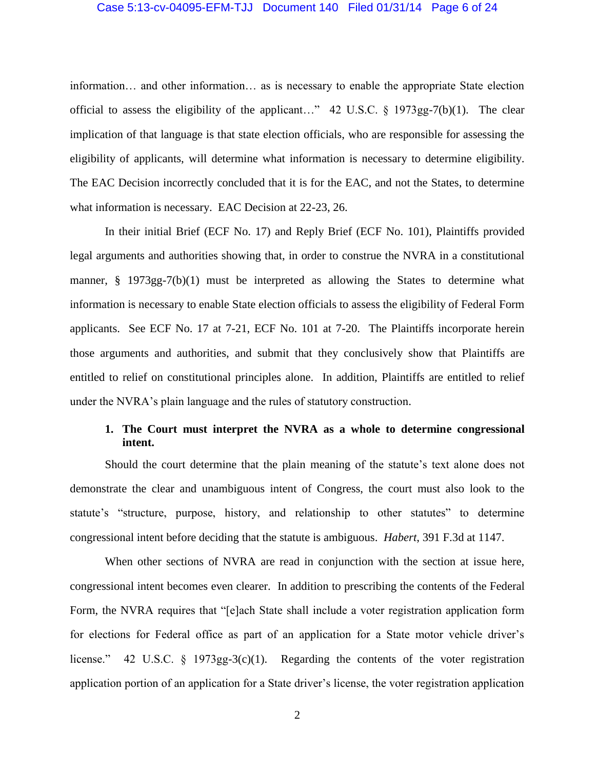information… and other information… as is necessary to enable the appropriate State election official to assess the eligibility of the applicant…" 42 U.S.C. § 1973gg-7(b)(1). The clear implication of that language is that state election officials, who are responsible for assessing the eligibility of applicants, will determine what information is necessary to determine eligibility. The EAC Decision incorrectly concluded that it is for the EAC, and not the States, to determine what information is necessary. EAC Decision at 22-23, 26.

In their initial Brief (ECF No. 17) and Reply Brief (ECF No. 101), Plaintiffs provided legal arguments and authorities showing that, in order to construe the NVRA in a constitutional manner, § 1973gg-7(b)(1) must be interpreted as allowing the States to determine what information is necessary to enable State election officials to assess the eligibility of Federal Form applicants. See ECF No. 17 at 7-21, ECF No. 101 at 7-20. The Plaintiffs incorporate herein those arguments and authorities, and submit that they conclusively show that Plaintiffs are entitled to relief on constitutional principles alone. In addition, Plaintiffs are entitled to relief under the NVRA's plain language and the rules of statutory construction.

**1. The Court must interpret the NVRA as a whole to determine congressional intent.**

Should the court determine that the plain meaning of the statute's text alone does not demonstrate the clear and unambiguous intent of Congress, the court must also look to the statute's "structure, purpose, history, and relationship to other statutes" to determine congressional intent before deciding that the statute is ambiguous. *Habert*, 391 F.3d at 1147.

When other sections of NVRA are read in conjunction with the section at issue here, congressional intent becomes even clearer. In addition to prescribing the contents of the Federal Form, the NVRA requires that "[e]ach State shall include a voter registration application form for elections for Federal office as part of an application for a State motor vehicle driver's license." 42 U.S.C. § 1973gg-3(c)(1). Regarding the contents of the voter registration application portion of an application for a State driver's license, the voter registration application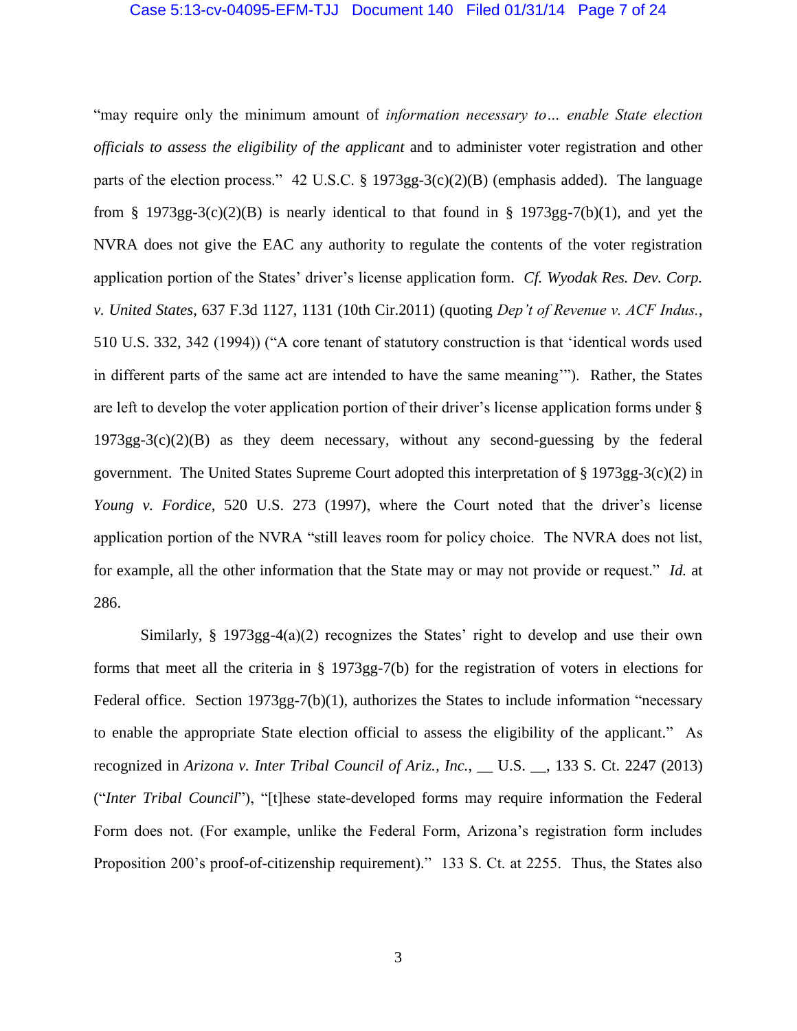"may require only the minimum amount of *information necessary to… enable State election officials to assess the eligibility of the applicant* and to administer voter registration and other parts of the election process." 42 U.S.C. § 1973gg-3(c)(2)(B) (emphasis added). The language from § 1973gg-3(c)(2)(B) is nearly identical to that found in § 1973gg-7(b)(1), and yet the NVRA does not give the EAC any authority to regulate the contents of the voter registration application portion of the States' driver's license application form. *Cf. Wyodak Res. Dev. Corp. v. United States*, 637 F.3d 1127, 1131 (10th Cir.2011) (quoting *Dep't of Revenue v. ACF Indus.*, 510 U.S. 332, 342 (1994)) ("A core tenant of statutory construction is that 'identical words used in different parts of the same act are intended to have the same meaning'"). Rather, the States are left to develop the voter application portion of their driver's license application forms under § 1973gg-3(c)(2)(B) as they deem necessary, without any second-guessing by the federal government. The United States Supreme Court adopted this interpretation of § 1973gg-3(c)(2) in *Young v. Fordice*, 520 U.S. 273 (1997), where the Court noted that the driver's license application portion of the NVRA "still leaves room for policy choice. The NVRA does not list, for example, all the other information that the State may or may not provide or request." *Id.* at 286.

Similarly, § 1973gg-4(a)(2) recognizes the States' right to develop and use their own forms that meet all the criteria in § 1973gg-7(b) for the registration of voters in elections for Federal office. Section 1973gg-7(b)(1), authorizes the States to include information "necessary to enable the appropriate State election official to assess the eligibility of the applicant." As recognized in *Arizona v. Inter Tribal Council of Ariz., Inc.*, __ U.S. __, 133 S. Ct. 2247 (2013) ("*Inter Tribal Council*"), "[t]hese state-developed forms may require information the Federal Form does not. (For example, unlike the Federal Form, Arizona's registration form includes Proposition 200's proof-of-citizenship requirement)." 133 S. Ct. at 2255. Thus, the States also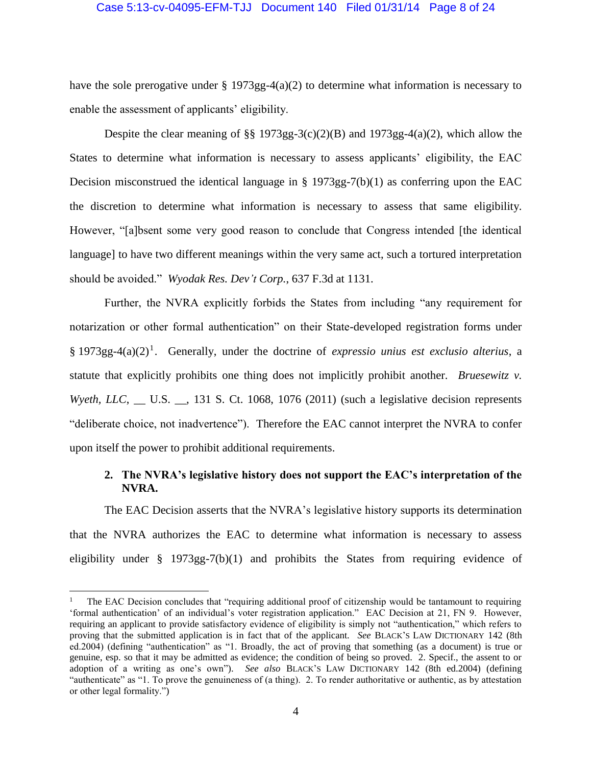have the sole prerogative under § 1973gg-4(a)(2) to determine what information is necessary to enable the assessment of applicants' eligibility.

Despite the clear meaning of §§ 1973gg-3(c)(2)(B) and 1973gg-4(a)(2), which allow the States to determine what information is necessary to assess applicants' eligibility, the EAC Decision misconstrued the identical language in § 1973gg-7(b)(1) as conferring upon the EAC the discretion to determine what information is necessary to assess that same eligibility. However, "[a]bsent some very good reason to conclude that Congress intended [the identical language] to have two different meanings within the very same act, such a tortured interpretation should be avoided." *Wyodak Res. Dev't Corp.*, 637 F.3d at 1131.

Further, the NVRA explicitly forbids the States from including "any requirement for notarization or other formal authentication" on their State-developed registration forms under § 1973gg-4(a)(2)[1]. Generally, under the doctrine of *expressio unius est exclusio alterius*, a statute that explicitly prohibits one thing does not implicitly prohibit another. *Bruesewitz v. Wyeth, LLC*, __ U.S. __, 131 S. Ct. 1068, 1076 (2011) (such a legislative decision represents "deliberate choice, not inadvertence"). Therefore the EAC cannot interpret the NVRA to confer upon itself the power to prohibit additional requirements.

**2. The NVRA's legislative history does not support the EAC's interpretation of the NVRA.**

The EAC Decision asserts that the NVRA's legislative history supports its determination that the NVRA authorizes the EAC to determine what information is necessary to assess eligibility under § 1973gg-7(b)(1) and prohibits the States from requiring evidence of

---

[1] The EAC Decision concludes that "requiring additional proof of citizenship would be tantamount to requiring 'formal authentication' of an individual's voter registration application." EAC Decision at 21, FN 9. However, requiring an applicant to provide satisfactory evidence of eligibility is simply not "authentication," which refers to proving that the submitted application is in fact that of the applicant. *See* BLACK'S LAW DICTIONARY 142 (8th ed.2004) (defining "authentication" as "1. Broadly, the act of proving that something (as a document) is true or genuine, esp. so that it may be admitted as evidence; the condition of being so proved. 2. Specif., the assent to or adoption of a writing as one's own"). *See also* BLACK'S LAW DICTIONARY 142 (8th ed.2004) (defining "authenticate" as "1. To prove the genuineness of (a thing). 2. To render authoritative or authentic, as by attestation or other legal formality.")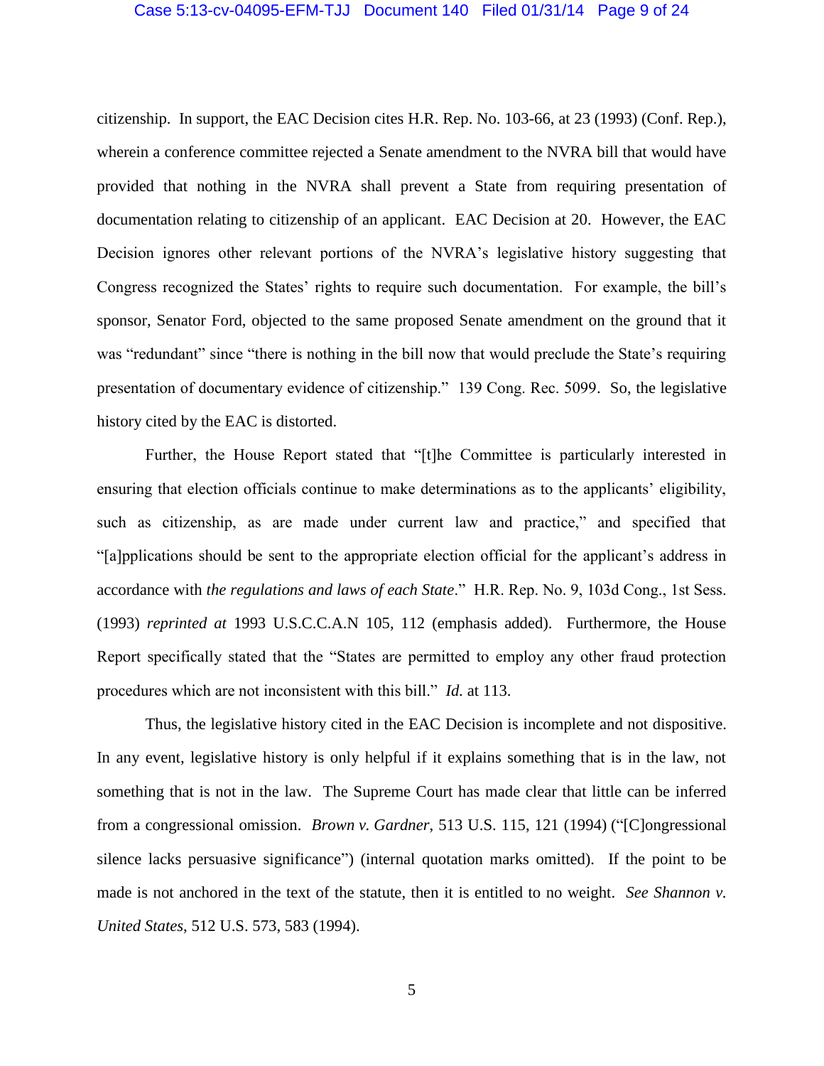citizenship. In support, the EAC Decision cites H.R. Rep. No. 103-66, at 23 (1993) (Conf. Rep.), wherein a conference committee rejected a Senate amendment to the NVRA bill that would have provided that nothing in the NVRA shall prevent a State from requiring presentation of documentation relating to citizenship of an applicant. EAC Decision at 20. However, the EAC Decision ignores other relevant portions of the NVRA's legislative history suggesting that Congress recognized the States' rights to require such documentation. For example, the bill's sponsor, Senator Ford, objected to the same proposed Senate amendment on the ground that it was "redundant" since "there is nothing in the bill now that would preclude the State's requiring presentation of documentary evidence of citizenship." 139 Cong. Rec. 5099. So, the legislative history cited by the EAC is distorted.

Further, the House Report stated that "[t]he Committee is particularly interested in ensuring that election officials continue to make determinations as to the applicants' eligibility, such as citizenship, as are made under current law and practice," and specified that "[a]pplications should be sent to the appropriate election official for the applicant's address in accordance with *the regulations and laws of each State*." H.R. Rep. No. 9, 103d Cong., 1st Sess. (1993) *reprinted at* 1993 U.S.C.C.A.N 105, 112 (emphasis added). Furthermore, the House Report specifically stated that the "States are permitted to employ any other fraud protection procedures which are not inconsistent with this bill." *Id.* at 113.

Thus, the legislative history cited in the EAC Decision is incomplete and not dispositive. In any event, legislative history is only helpful if it explains something that is in the law, not something that is not in the law. The Supreme Court has made clear that little can be inferred from a congressional omission. *Brown v. Gardner*, 513 U.S. 115, 121 (1994) ("[C]ongressional silence lacks persuasive significance") (internal quotation marks omitted). If the point to be made is not anchored in the text of the statute, then it is entitled to no weight. *See Shannon v. United States*, 512 U.S. 573, 583 (1994).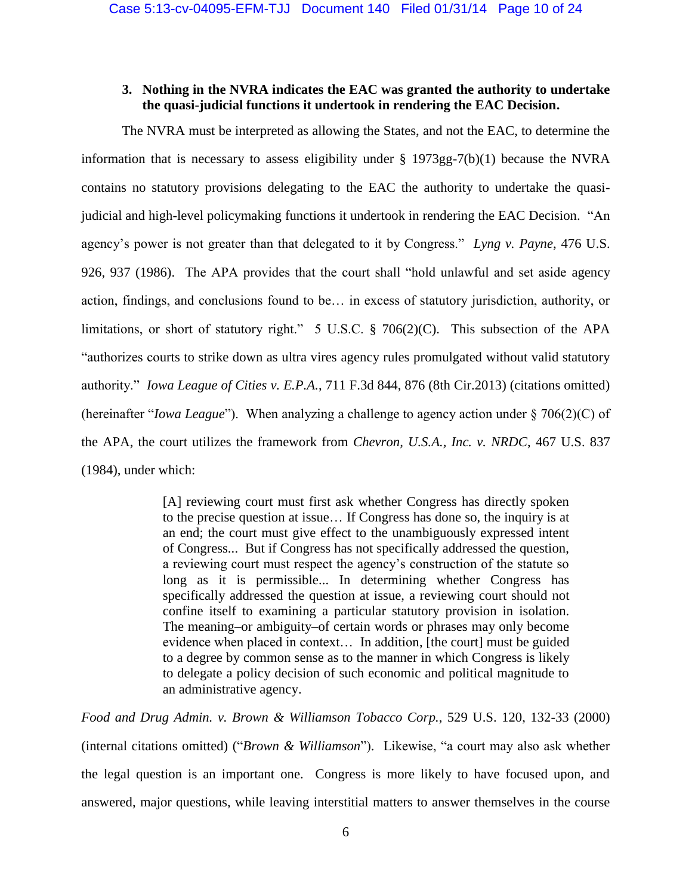### 3. Nothing in the NVRA indicates the EAC was granted the authority to undertake the quasi-judicial functions it undertook in rendering the EAC Decision.

The NVRA must be interpreted as allowing the States, and not the EAC, to determine the information that is necessary to assess eligibility under § 1973gg-7(b)(1) because the NVRA contains no statutory provisions delegating to the EAC the authority to undertake the quasi-judicial and high-level policymaking functions it undertook in rendering the EAC Decision. "An agency's power is not greater than that delegated to it by Congress." *Lyng v. Payne*, 476 U.S. 926, 937 (1986). The APA provides that the court shall "hold unlawful and set aside agency action, findings, and conclusions found to be… in excess of statutory jurisdiction, authority, or limitations, or short of statutory right." 5 U.S.C. § 706(2)(C). This subsection of the APA "authorizes courts to strike down as ultra vires agency rules promulgated without valid statutory authority." *Iowa League of Cities v. E.P.A.*, 711 F.3d 844, 876 (8th Cir.2013) (citations omitted) (hereinafter "*Iowa League*"). When analyzing a challenge to agency action under § 706(2)(C) of the APA, the court utilizes the framework from *Chevron, U.S.A., Inc. v. NRDC*, 467 U.S. 837 (1984), under which:

> [A] reviewing court must first ask whether Congress has directly spoken to the precise question at issue… If Congress has done so, the inquiry is at an end; the court must give effect to the unambiguously expressed intent of Congress... But if Congress has not specifically addressed the question, a reviewing court must respect the agency's construction of the statute so long as it is permissible... In determining whether Congress has specifically addressed the question at issue, a reviewing court should not confine itself to examining a particular statutory provision in isolation. The meaning–or ambiguity–of certain words or phrases may only become evidence when placed in context… In addition, [the court] must be guided to a degree by common sense as to the manner in which Congress is likely to delegate a policy decision of such economic and political magnitude to an administrative agency.

*Food and Drug Admin. v. Brown & Williamson Tobacco Corp.*, 529 U.S. 120, 132-33 (2000) (internal citations omitted) ("*Brown & Williamson*"). Likewise, "a court may also ask whether the legal question is an important one. Congress is more likely to have focused upon, and answered, major questions, while leaving interstitial matters to answer themselves in the course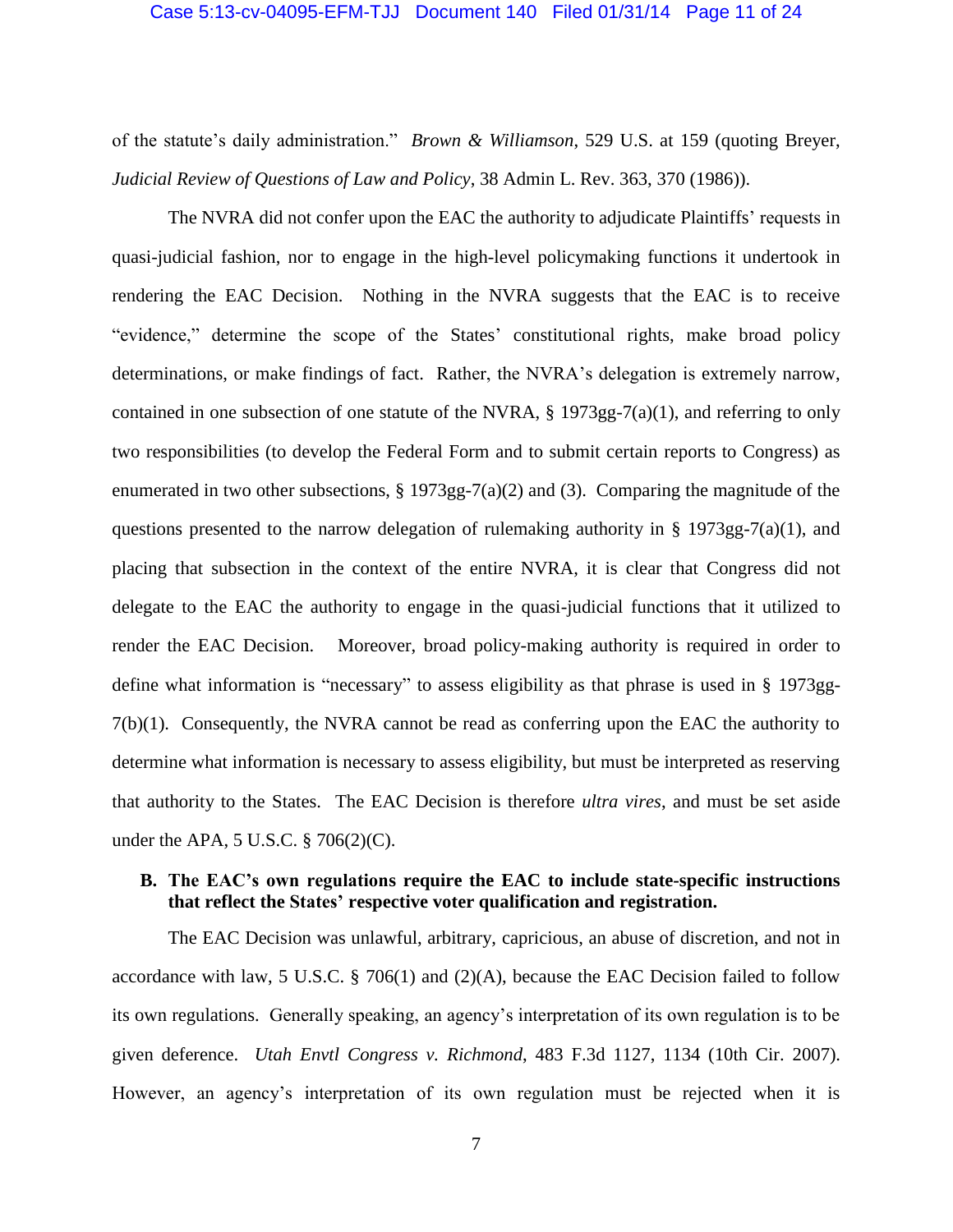of the statute's daily administration." *Brown & Williamson*, 529 U.S. at 159 (quoting Breyer, *Judicial Review of Questions of Law and Policy*, 38 Admin L. Rev. 363, 370 (1986)).

The NVRA did not confer upon the EAC the authority to adjudicate Plaintiffs' requests in quasi-judicial fashion, nor to engage in the high-level policymaking functions it undertook in rendering the EAC Decision. Nothing in the NVRA suggests that the EAC is to receive "evidence," determine the scope of the States' constitutional rights, make broad policy determinations, or make findings of fact. Rather, the NVRA's delegation is extremely narrow, contained in one subsection of one statute of the NVRA, § 1973gg-7(a)(1), and referring to only two responsibilities (to develop the Federal Form and to submit certain reports to Congress) as enumerated in two other subsections, § 1973gg-7(a)(2) and (3). Comparing the magnitude of the questions presented to the narrow delegation of rulemaking authority in § 1973gg-7(a)(1), and placing that subsection in the context of the entire NVRA, it is clear that Congress did not delegate to the EAC the authority to engage in the quasi-judicial functions that it utilized to render the EAC Decision. Moreover, broad policy-making authority is required in order to define what information is "necessary" to assess eligibility as that phrase is used in § 1973gg-7(b)(1). Consequently, the NVRA cannot be read as conferring upon the EAC the authority to determine what information is necessary to assess eligibility, but must be interpreted as reserving that authority to the States. The EAC Decision is therefore *ultra vires*, and must be set aside under the APA, 5 U.S.C. § 706(2)(C).

**B. The EAC's own regulations require the EAC to include state-specific instructions that reflect the States' respective voter qualification and registration.**

The EAC Decision was unlawful, arbitrary, capricious, an abuse of discretion, and not in accordance with law, 5 U.S.C. § 706(1) and (2)(A), because the EAC Decision failed to follow its own regulations. Generally speaking, an agency's interpretation of its own regulation is to be given deference. *Utah Envtl Congress v. Richmond*, 483 F.3d 1127, 1134 (10th Cir. 2007). However, an agency's interpretation of its own regulation must be rejected when it is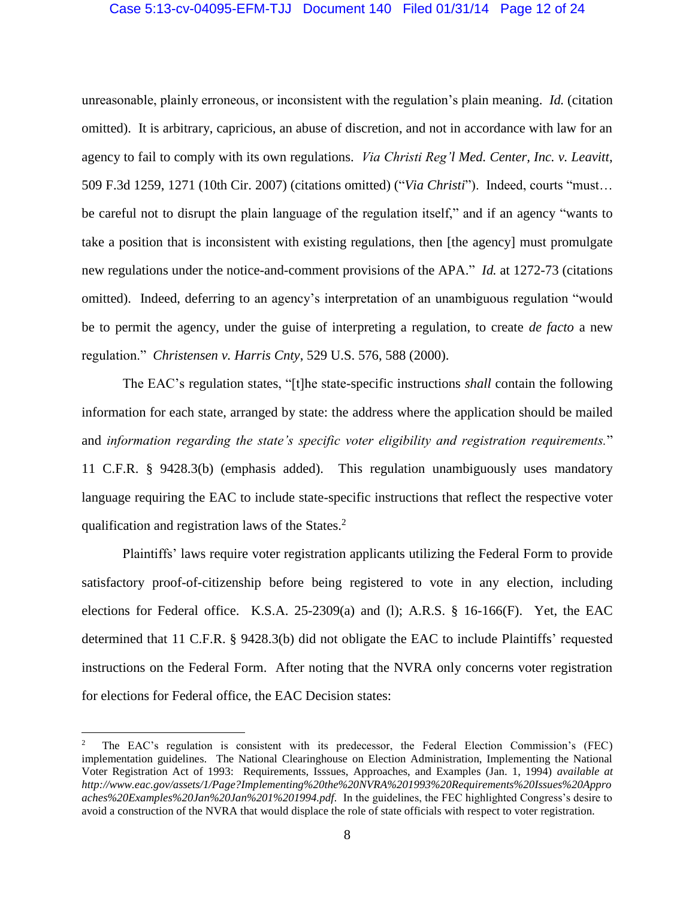unreasonable, plainly erroneous, or inconsistent with the regulation's plain meaning. *Id.* (citation omitted). It is arbitrary, capricious, an abuse of discretion, and not in accordance with law for an agency to fail to comply with its own regulations. *Via Christi Reg'l Med. Center, Inc. v. Leavitt*, 509 F.3d 1259, 1271 (10th Cir. 2007) (citations omitted) ("*Via Christi*"). Indeed, courts "must… be careful not to disrupt the plain language of the regulation itself," and if an agency "wants to take a position that is inconsistent with existing regulations, then [the agency] must promulgate new regulations under the notice-and-comment provisions of the APA." *Id.* at 1272-73 (citations omitted). Indeed, deferring to an agency's interpretation of an unambiguous regulation "would be to permit the agency, under the guise of interpreting a regulation, to create *de facto* a new regulation." *Christensen v. Harris Cnty*, 529 U.S. 576, 588 (2000).

The EAC's regulation states, "[t]he state-specific instructions *shall* contain the following information for each state, arranged by state: the address where the application should be mailed and *information regarding the state's specific voter eligibility and registration requirements.*" 11 C.F.R. § 9428.3(b) (emphasis added). This regulation unambiguously uses mandatory language requiring the EAC to include state-specific instructions that reflect the respective voter qualification and registration laws of the States.[2]

Plaintiffs' laws require voter registration applicants utilizing the Federal Form to provide satisfactory proof-of-citizenship before being registered to vote in any election, including elections for Federal office. K.S.A. 25-2309(a) and (l); A.R.S. § 16-166(F). Yet, the EAC determined that 11 C.F.R. § 9428.3(b) did not obligate the EAC to include Plaintiffs' requested instructions on the Federal Form. After noting that the NVRA only concerns voter registration for elections for Federal office, the EAC Decision states:

---

[2] The EAC's regulation is consistent with its predecessor, the Federal Election Commission's (FEC) implementation guidelines. The National Clearinghouse on Election Administration, Implementing the National Voter Registration Act of 1993: Requirements, Isssues, Approaches, and Examples (Jan. 1, 1994) *available at http://www.eac.gov/assets/1/Page?Implementing%20the%20NVRA%201993%20Requirements%20Issues%20Approaches%20Examples%20Jan%20Jan%201%201994.pdf*. In the guidelines, the FEC highlighted Congress's desire to avoid a construction of the NVRA that would displace the role of state officials with respect to voter registration.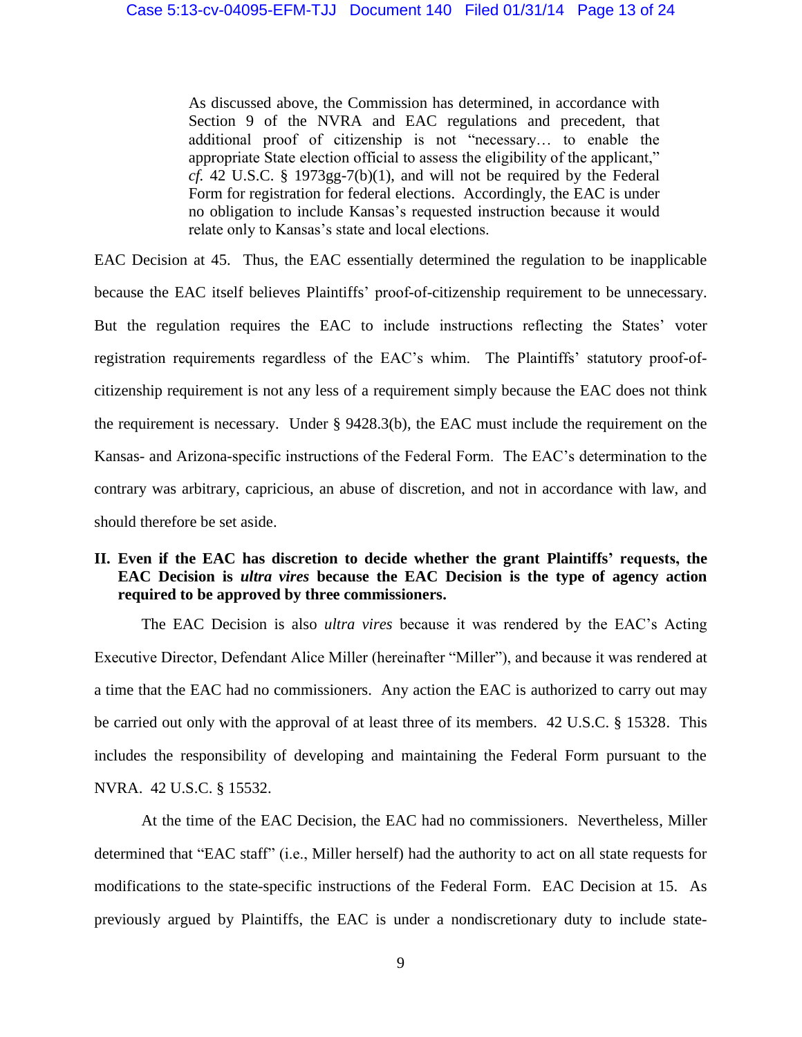> As discussed above, the Commission has determined, in accordance with Section 9 of the NVRA and EAC regulations and precedent, that additional proof of citizenship is not "necessary… to enable the appropriate State election official to assess the eligibility of the applicant," *cf.* 42 U.S.C. § 1973gg-7(b)(1), and will not be required by the Federal Form for registration for federal elections. Accordingly, the EAC is under no obligation to include Kansas's requested instruction because it would relate only to Kansas's state and local elections.

EAC Decision at 45. Thus, the EAC essentially determined the regulation to be inapplicable because the EAC itself believes Plaintiffs' proof-of-citizenship requirement to be unnecessary. But the regulation requires the EAC to include instructions reflecting the States' voter registration requirements regardless of the EAC's whim. The Plaintiffs' statutory proof-of-citizenship requirement is not any less of a requirement simply because the EAC does not think the requirement is necessary. Under § 9428.3(b), the EAC must include the requirement on the Kansas- and Arizona-specific instructions of the Federal Form. The EAC's determination to the contrary was arbitrary, capricious, an abuse of discretion, and not in accordance with law, and should therefore be set aside.

## II. Even if the EAC has discretion to decide whether the grant Plaintiffs' requests, the EAC Decision is *ultra vires* because the EAC Decision is the type of agency action required to be approved by three commissioners.

The EAC Decision is also *ultra vires* because it was rendered by the EAC's Acting Executive Director, Defendant Alice Miller (hereinafter "Miller"), and because it was rendered at a time that the EAC had no commissioners. Any action the EAC is authorized to carry out may be carried out only with the approval of at least three of its members. 42 U.S.C. § 15328. This includes the responsibility of developing and maintaining the Federal Form pursuant to the NVRA. 42 U.S.C. § 15532.

At the time of the EAC Decision, the EAC had no commissioners. Nevertheless, Miller determined that "EAC staff" (i.e., Miller herself) had the authority to act on all state requests for modifications to the state-specific instructions of the Federal Form. EAC Decision at 15. As previously argued by Plaintiffs, the EAC is under a nondiscretionary duty to include state-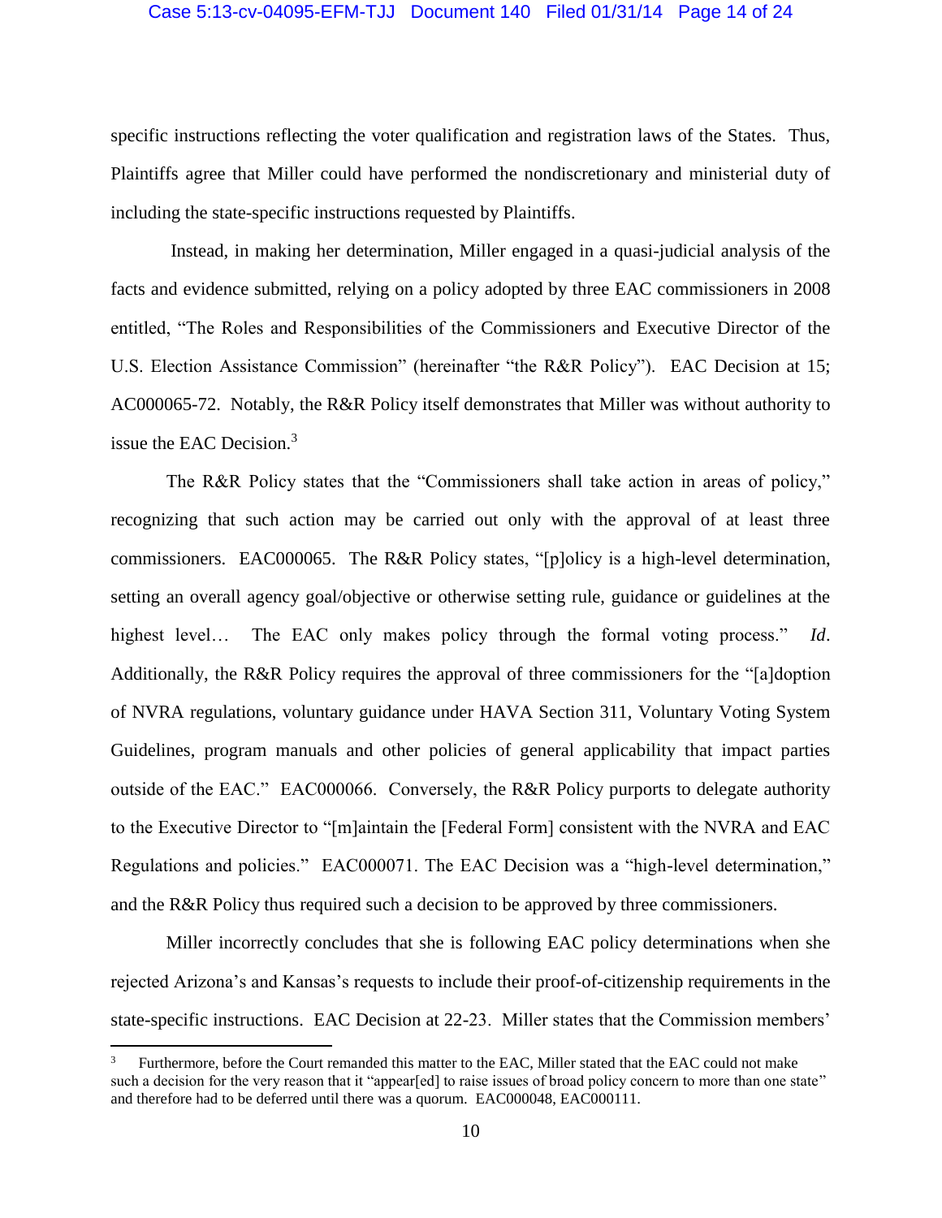specific instructions reflecting the voter qualification and registration laws of the States. Thus, Plaintiffs agree that Miller could have performed the nondiscretionary and ministerial duty of including the state-specific instructions requested by Plaintiffs.

Instead, in making her determination, Miller engaged in a quasi-judicial analysis of the facts and evidence submitted, relying on a policy adopted by three EAC commissioners in 2008 entitled, "The Roles and Responsibilities of the Commissioners and Executive Director of the U.S. Election Assistance Commission" (hereinafter "the R&R Policy"). EAC Decision at 15; AC000065-72. Notably, the R&R Policy itself demonstrates that Miller was without authority to issue the EAC Decision.[3]

The R&R Policy states that the "Commissioners shall take action in areas of policy," recognizing that such action may be carried out only with the approval of at least three commissioners. EAC000065. The R&R Policy states, "[p]olicy is a high-level determination, setting an overall agency goal/objective or otherwise setting rule, guidance or guidelines at the highest level… The EAC only makes policy through the formal voting process." *Id*. Additionally, the R&R Policy requires the approval of three commissioners for the "[a]doption of NVRA regulations, voluntary guidance under HAVA Section 311, Voluntary Voting System Guidelines, program manuals and other policies of general applicability that impact parties outside of the EAC." EAC000066. Conversely, the R&R Policy purports to delegate authority to the Executive Director to "[m]aintain the [Federal Form] consistent with the NVRA and EAC Regulations and policies." EAC000071. The EAC Decision was a "high-level determination," and the R&R Policy thus required such a decision to be approved by three commissioners.

Miller incorrectly concludes that she is following EAC policy determinations when she rejected Arizona's and Kansas's requests to include their proof-of-citizenship requirements in the state-specific instructions. EAC Decision at 22-23. Miller states that the Commission members'

[3] Furthermore, before the Court remanded this matter to the EAC, Miller stated that the EAC could not make such a decision for the very reason that it "appear[ed] to raise issues of broad policy concern to more than one state" and therefore had to be deferred until there was a quorum. EAC000048, EAC000111.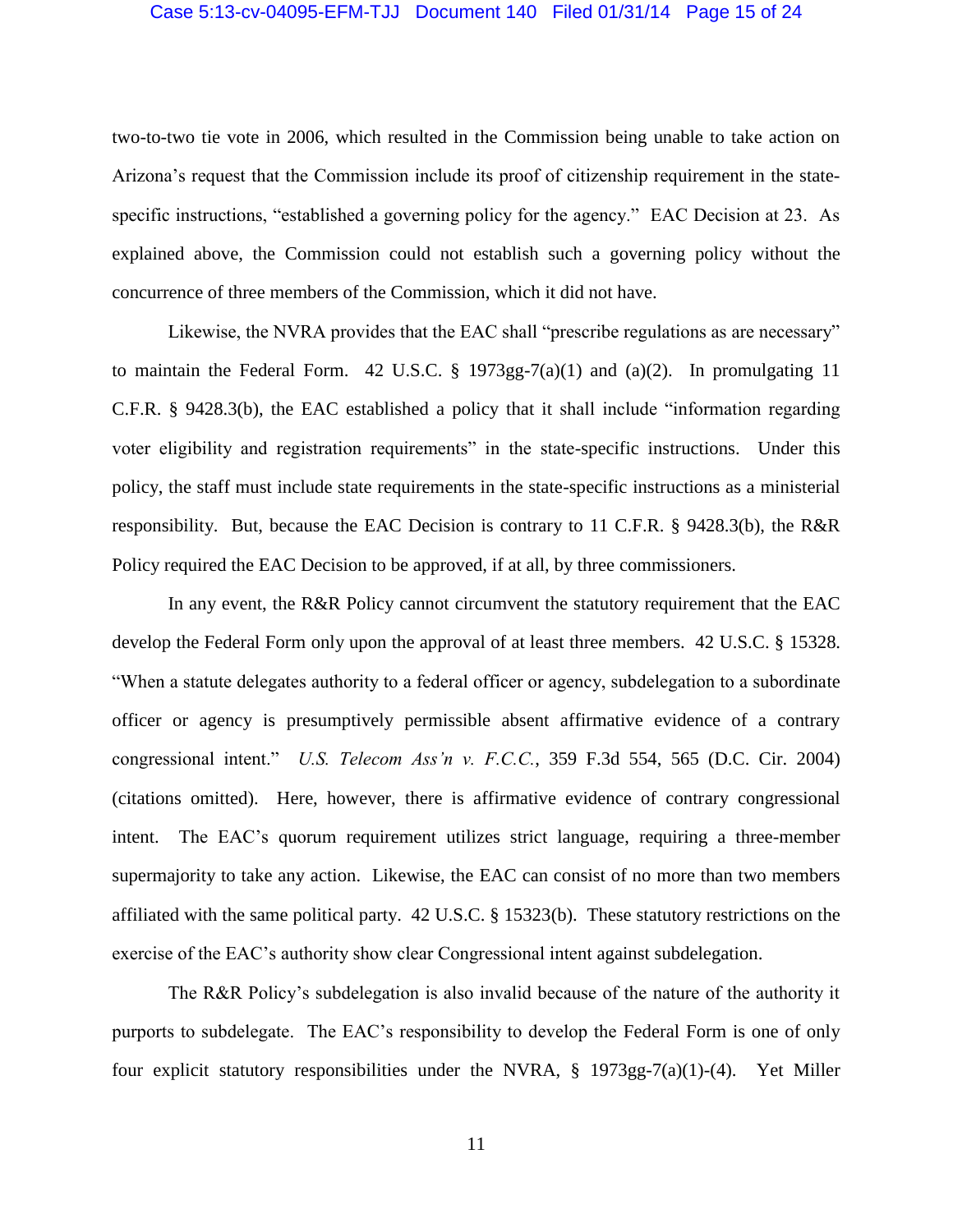two-to-two tie vote in 2006, which resulted in the Commission being unable to take action on Arizona's request that the Commission include its proof of citizenship requirement in the state-specific instructions, "established a governing policy for the agency." EAC Decision at 23. As explained above, the Commission could not establish such a governing policy without the concurrence of three members of the Commission, which it did not have.

Likewise, the NVRA provides that the EAC shall "prescribe regulations as are necessary" to maintain the Federal Form. 42 U.S.C. § 1973gg-7(a)(1) and (a)(2). In promulgating 11 C.F.R. § 9428.3(b), the EAC established a policy that it shall include "information regarding voter eligibility and registration requirements" in the state-specific instructions. Under this policy, the staff must include state requirements in the state-specific instructions as a ministerial responsibility. But, because the EAC Decision is contrary to 11 C.F.R. § 9428.3(b), the R&R Policy required the EAC Decision to be approved, if at all, by three commissioners.

In any event, the R&R Policy cannot circumvent the statutory requirement that the EAC develop the Federal Form only upon the approval of at least three members. 42 U.S.C. § 15328. "When a statute delegates authority to a federal officer or agency, subdelegation to a subordinate officer or agency is presumptively permissible absent affirmative evidence of a contrary congressional intent." *U.S. Telecom Ass'n v. F.C.C.*, 359 F.3d 554, 565 (D.C. Cir. 2004) (citations omitted). Here, however, there is affirmative evidence of contrary congressional intent. The EAC's quorum requirement utilizes strict language, requiring a three-member supermajority to take any action. Likewise, the EAC can consist of no more than two members affiliated with the same political party. 42 U.S.C. § 15323(b). These statutory restrictions on the exercise of the EAC's authority show clear Congressional intent against subdelegation.

The R&R Policy's subdelegation is also invalid because of the nature of the authority it purports to subdelegate. The EAC's responsibility to develop the Federal Form is one of only four explicit statutory responsibilities under the NVRA, § 1973gg-7(a)(1)-(4). Yet Miller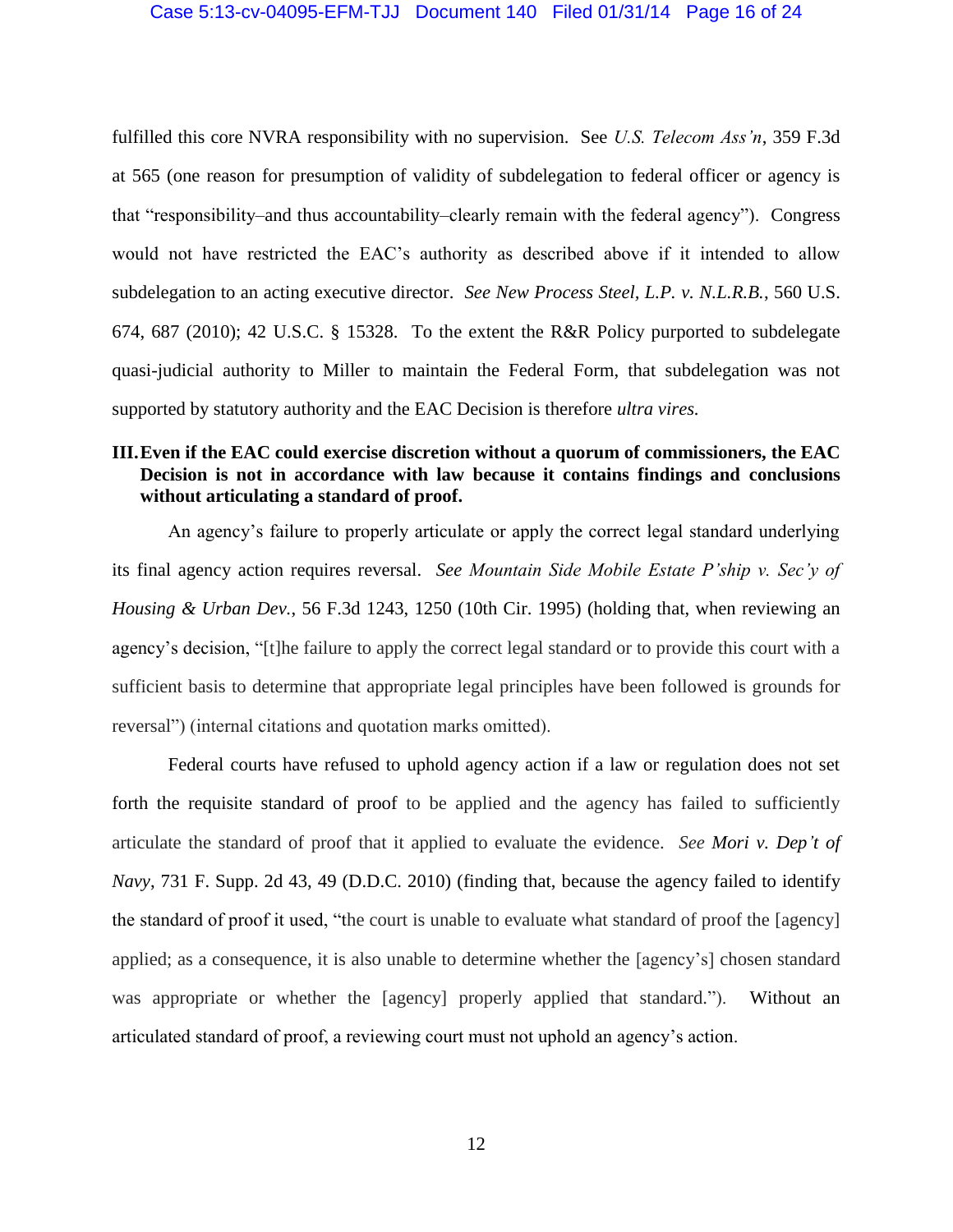fulfilled this core NVRA responsibility with no supervision. See *U.S. Telecom Ass'n*, 359 F.3d at 565 (one reason for presumption of validity of subdelegation to federal officer or agency is that "responsibility–and thus accountability–clearly remain with the federal agency"). Congress would not have restricted the EAC's authority as described above if it intended to allow subdelegation to an acting executive director. *See New Process Steel, L.P. v. N.L.R.B.*, 560 U.S. 674, 687 (2010); 42 U.S.C. § 15328. To the extent the R&R Policy purported to subdelegate quasi-judicial authority to Miller to maintain the Federal Form, that subdelegation was not supported by statutory authority and the EAC Decision is therefore *ultra vires.*

### III. Even if the EAC could exercise discretion without a quorum of commissioners, the EAC Decision is not in accordance with law because it contains findings and conclusions without articulating a standard of proof.

An agency's failure to properly articulate or apply the correct legal standard underlying its final agency action requires reversal. *See Mountain Side Mobile Estate P'ship v. Sec'y of Housing & Urban Dev.*, 56 F.3d 1243, 1250 (10th Cir. 1995) (holding that, when reviewing an agency's decision, "[t]he failure to apply the correct legal standard or to provide this court with a sufficient basis to determine that appropriate legal principles have been followed is grounds for reversal") (internal citations and quotation marks omitted).

Federal courts have refused to uphold agency action if a law or regulation does not set forth the requisite standard of proof to be applied and the agency has failed to sufficiently articulate the standard of proof that it applied to evaluate the evidence. *See Mori v. Dep't of Navy*, 731 F. Supp. 2d 43, 49 (D.D.C. 2010) (finding that, because the agency failed to identify the standard of proof it used, "the court is unable to evaluate what standard of proof the [agency] applied; as a consequence, it is also unable to determine whether the [agency's] chosen standard was appropriate or whether the [agency] properly applied that standard."). Without an articulated standard of proof, a reviewing court must not uphold an agency's action.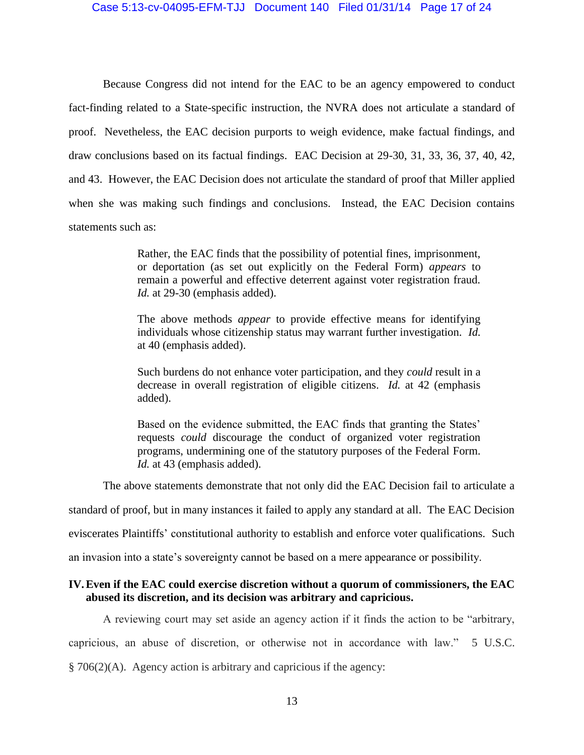Because Congress did not intend for the EAC to be an agency empowered to conduct fact-finding related to a State-specific instruction, the NVRA does not articulate a standard of proof. Nevetheless, the EAC decision purports to weigh evidence, make factual findings, and draw conclusions based on its factual findings. EAC Decision at 29-30, 31, 33, 36, 37, 40, 42, and 43. However, the EAC Decision does not articulate the standard of proof that Miller applied when she was making such findings and conclusions. Instead, the EAC Decision contains statements such as:

> Rather, the EAC finds that the possibility of potential fines, imprisonment, or deportation (as set out explicitly on the Federal Form) *appears* to remain a powerful and effective deterrent against voter registration fraud. *Id.* at 29-30 (emphasis added).
>
> The above methods *appear* to provide effective means for identifying individuals whose citizenship status may warrant further investigation. *Id.* at 40 (emphasis added).
>
> Such burdens do not enhance voter participation, and they *could* result in a decrease in overall registration of eligible citizens. *Id.* at 42 (emphasis added).
>
> Based on the evidence submitted, the EAC finds that granting the States' requests *could* discourage the conduct of organized voter registration programs, undermining one of the statutory purposes of the Federal Form. *Id.* at 43 (emphasis added).

The above statements demonstrate that not only did the EAC Decision fail to articulate a standard of proof, but in many instances it failed to apply any standard at all. The EAC Decision eviscerates Plaintiffs' constitutional authority to establish and enforce voter qualifications. Such an invasion into a state's sovereignty cannot be based on a mere appearance or possibility.

## IV. Even if the EAC could exercise discretion without a quorum of commissioners, the EAC abused its discretion, and its decision was arbitrary and capricious.

A reviewing court may set aside an agency action if it finds the action to be "arbitrary, capricious, an abuse of discretion, or otherwise not in accordance with law." 5 U.S.C. § 706(2)(A). Agency action is arbitrary and capricious if the agency: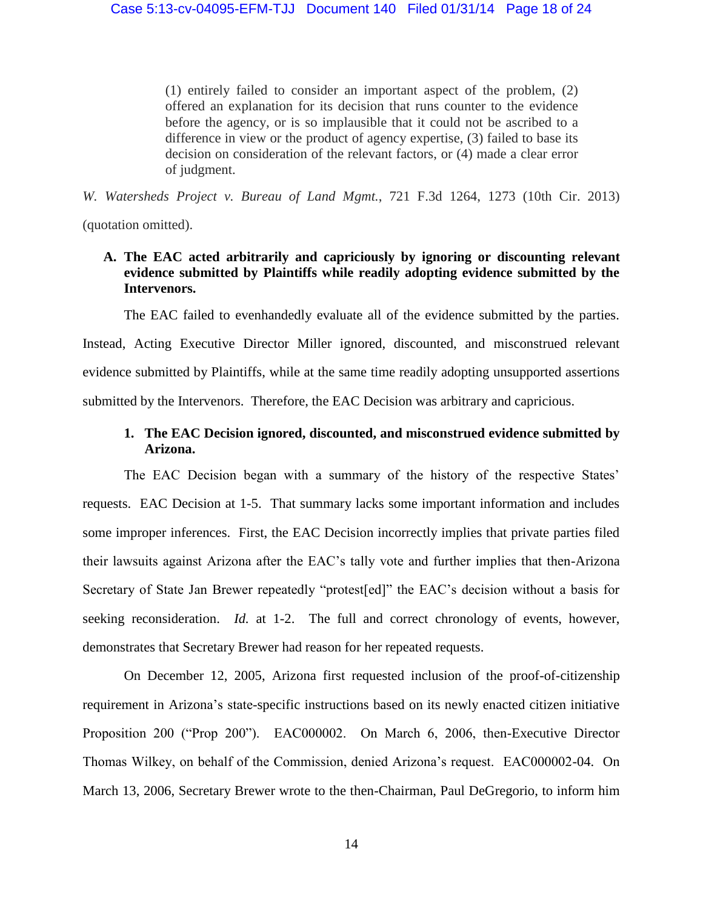> (1) entirely failed to consider an important aspect of the problem, (2) offered an explanation for its decision that runs counter to the evidence before the agency, or is so implausible that it could not be ascribed to a difference in view or the product of agency expertise, (3) failed to base its decision on consideration of the relevant factors, or (4) made a clear error of judgment.

*W. Watersheds Project v. Bureau of Land Mgmt.*, 721 F.3d 1264, 1273 (10th Cir. 2013) (quotation omitted).

### A. The EAC acted arbitrarily and capriciously by ignoring or discounting relevant evidence submitted by Plaintiffs while readily adopting evidence submitted by the Intervenors.

The EAC failed to evenhandedly evaluate all of the evidence submitted by the parties. Instead, Acting Executive Director Miller ignored, discounted, and misconstrued relevant evidence submitted by Plaintiffs, while at the same time readily adopting unsupported assertions submitted by the Intervenors. Therefore, the EAC Decision was arbitrary and capricious.

#### 1. The EAC Decision ignored, discounted, and misconstrued evidence submitted by Arizona.

The EAC Decision began with a summary of the history of the respective States' requests. EAC Decision at 1-5. That summary lacks some important information and includes some improper inferences. First, the EAC Decision incorrectly implies that private parties filed their lawsuits against Arizona after the EAC's tally vote and further implies that then-Arizona Secretary of State Jan Brewer repeatedly "protest[ed]" the EAC's decision without a basis for seeking reconsideration. *Id.* at 1-2. The full and correct chronology of events, however, demonstrates that Secretary Brewer had reason for her repeated requests.

On December 12, 2005, Arizona first requested inclusion of the proof-of-citizenship requirement in Arizona's state-specific instructions based on its newly enacted citizen initiative Proposition 200 ("Prop 200"). EAC000002. On March 6, 2006, then-Executive Director Thomas Wilkey, on behalf of the Commission, denied Arizona's request. EAC000002-04. On March 13, 2006, Secretary Brewer wrote to the then-Chairman, Paul DeGregorio, to inform him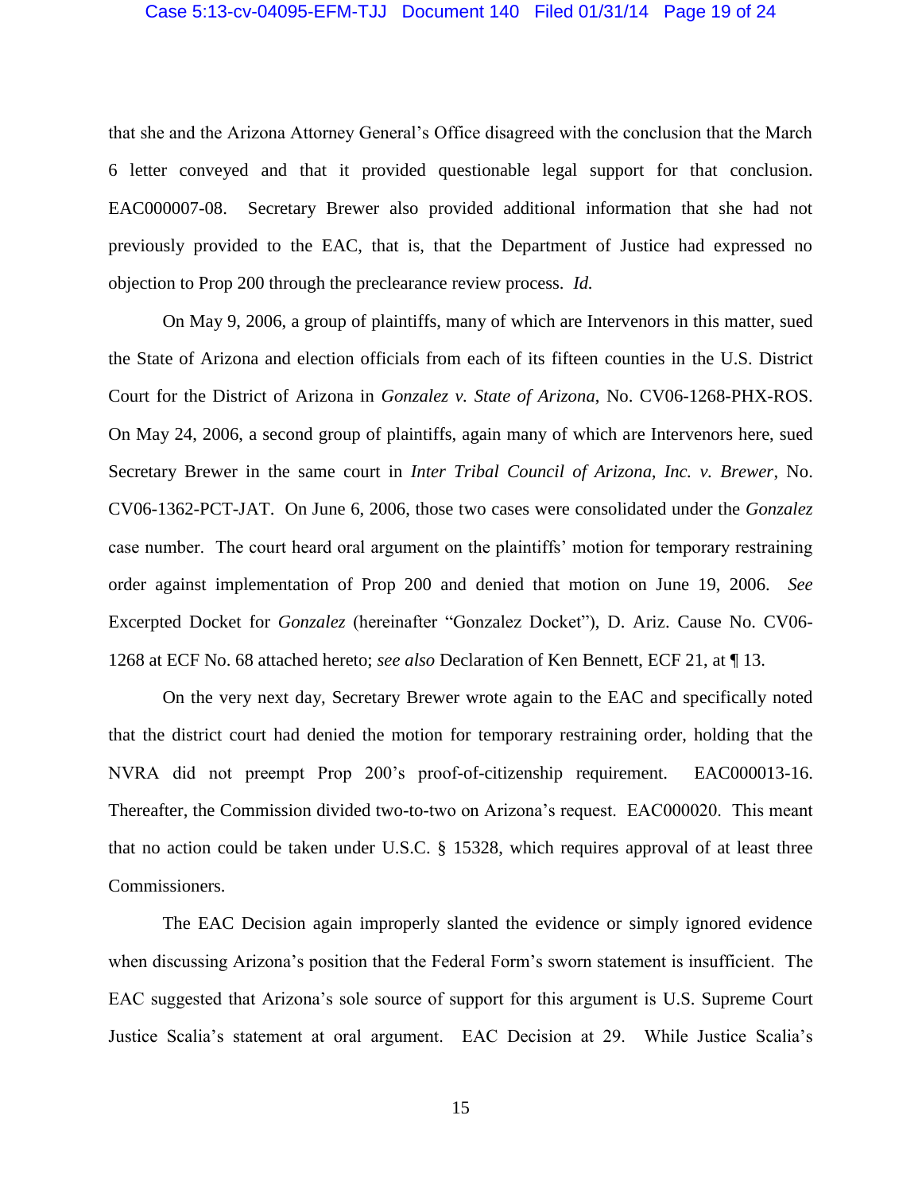that she and the Arizona Attorney General's Office disagreed with the conclusion that the March 6 letter conveyed and that it provided questionable legal support for that conclusion. EAC000007-08. Secretary Brewer also provided additional information that she had not previously provided to the EAC, that is, that the Department of Justice had expressed no objection to Prop 200 through the preclearance review process. *Id.*

On May 9, 2006, a group of plaintiffs, many of which are Intervenors in this matter, sued the State of Arizona and election officials from each of its fifteen counties in the U.S. District Court for the District of Arizona in *Gonzalez v. State of Arizona*, No. CV06-1268-PHX-ROS. On May 24, 2006, a second group of plaintiffs, again many of which are Intervenors here, sued Secretary Brewer in the same court in *Inter Tribal Council of Arizona, Inc. v. Brewer*, No. CV06-1362-PCT-JAT. On June 6, 2006, those two cases were consolidated under the *Gonzalez* case number. The court heard oral argument on the plaintiffs' motion for temporary restraining order against implementation of Prop 200 and denied that motion on June 19, 2006. *See* Excerpted Docket for *Gonzalez* (hereinafter "Gonzalez Docket"), D. Ariz. Cause No. CV06-1268 at ECF No. 68 attached hereto; *see also* Declaration of Ken Bennett, ECF 21, at ¶ 13.

On the very next day, Secretary Brewer wrote again to the EAC and specifically noted that the district court had denied the motion for temporary restraining order, holding that the NVRA did not preempt Prop 200's proof-of-citizenship requirement. EAC000013-16. Thereafter, the Commission divided two-to-two on Arizona's request. EAC000020. This meant that no action could be taken under U.S.C. § 15328, which requires approval of at least three Commissioners.

The EAC Decision again improperly slanted the evidence or simply ignored evidence when discussing Arizona's position that the Federal Form's sworn statement is insufficient. The EAC suggested that Arizona's sole source of support for this argument is U.S. Supreme Court Justice Scalia's statement at oral argument. EAC Decision at 29. While Justice Scalia's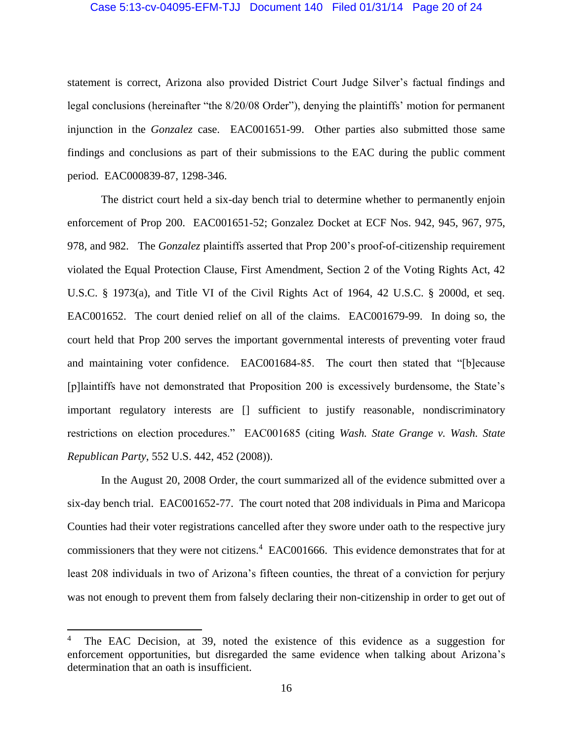statement is correct, Arizona also provided District Court Judge Silver's factual findings and legal conclusions (hereinafter "the 8/20/08 Order"), denying the plaintiffs' motion for permanent injunction in the *Gonzalez* case. EAC001651-99. Other parties also submitted those same findings and conclusions as part of their submissions to the EAC during the public comment period. EAC000839-87, 1298-346.

The district court held a six-day bench trial to determine whether to permanently enjoin enforcement of Prop 200. EAC001651-52; Gonzalez Docket at ECF Nos. 942, 945, 967, 975, 978, and 982. The *Gonzalez* plaintiffs asserted that Prop 200's proof-of-citizenship requirement violated the Equal Protection Clause, First Amendment, Section 2 of the Voting Rights Act, 42 U.S.C. § 1973(a), and Title VI of the Civil Rights Act of 1964, 42 U.S.C. § 2000d, et seq. EAC001652. The court denied relief on all of the claims. EAC001679-99. In doing so, the court held that Prop 200 serves the important governmental interests of preventing voter fraud and maintaining voter confidence. EAC001684-85. The court then stated that "[b]ecause [p]laintiffs have not demonstrated that Proposition 200 is excessively burdensome, the State's important regulatory interests are [] sufficient to justify reasonable, nondiscriminatory restrictions on election procedures." EAC001685 (citing *Wash. State Grange v. Wash. State Republican Party*, 552 U.S. 442, 452 (2008)).

In the August 20, 2008 Order, the court summarized all of the evidence submitted over a six-day bench trial. EAC001652-77. The court noted that 208 individuals in Pima and Maricopa Counties had their voter registrations cancelled after they swore under oath to the respective jury commissioners that they were not citizens.[4] EAC001666. This evidence demonstrates that for at least 208 individuals in two of Arizona's fifteen counties, the threat of a conviction for perjury was not enough to prevent them from falsely declaring their non-citizenship in order to get out of

---

[4] The EAC Decision, at 39, noted the existence of this evidence as a suggestion for enforcement opportunities, but disregarded the same evidence when talking about Arizona's determination that an oath is insufficient.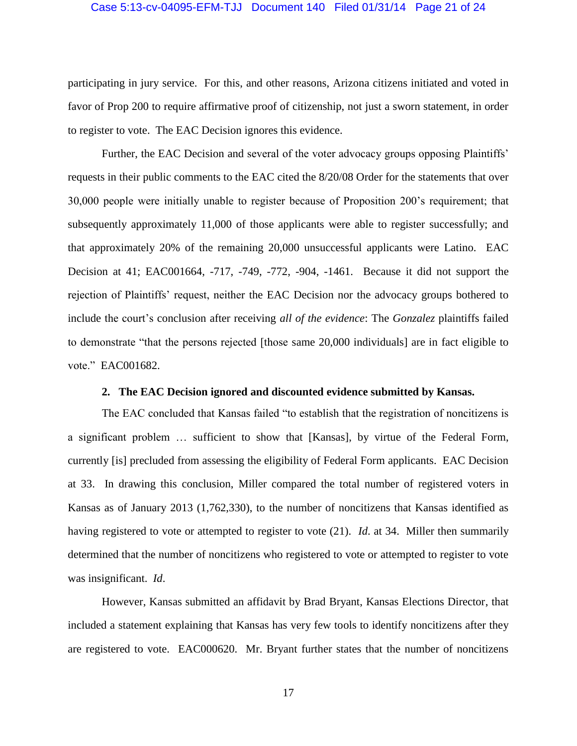participating in jury service. For this, and other reasons, Arizona citizens initiated and voted in favor of Prop 200 to require affirmative proof of citizenship, not just a sworn statement, in order to register to vote. The EAC Decision ignores this evidence.

Further, the EAC Decision and several of the voter advocacy groups opposing Plaintiffs' requests in their public comments to the EAC cited the 8/20/08 Order for the statements that over 30,000 people were initially unable to register because of Proposition 200's requirement; that subsequently approximately 11,000 of those applicants were able to register successfully; and that approximately 20% of the remaining 20,000 unsuccessful applicants were Latino. EAC Decision at 41; EAC001664, -717, -749, -772, -904, -1461. Because it did not support the rejection of Plaintiffs' request, neither the EAC Decision nor the advocacy groups bothered to include the court's conclusion after receiving *all of the evidence*: The *Gonzalez* plaintiffs failed to demonstrate "that the persons rejected [those same 20,000 individuals] are in fact eligible to vote." EAC001682.

**2. The EAC Decision ignored and discounted evidence submitted by Kansas.**

The EAC concluded that Kansas failed "to establish that the registration of noncitizens is a significant problem … sufficient to show that [Kansas], by virtue of the Federal Form, currently [is] precluded from assessing the eligibility of Federal Form applicants. EAC Decision at 33. In drawing this conclusion, Miller compared the total number of registered voters in Kansas as of January 2013 (1,762,330), to the number of noncitizens that Kansas identified as having registered to vote or attempted to register to vote (21). *Id*. at 34. Miller then summarily determined that the number of noncitizens who registered to vote or attempted to register to vote was insignificant. *Id*.

However, Kansas submitted an affidavit by Brad Bryant, Kansas Elections Director, that included a statement explaining that Kansas has very few tools to identify noncitizens after they are registered to vote. EAC000620. Mr. Bryant further states that the number of noncitizens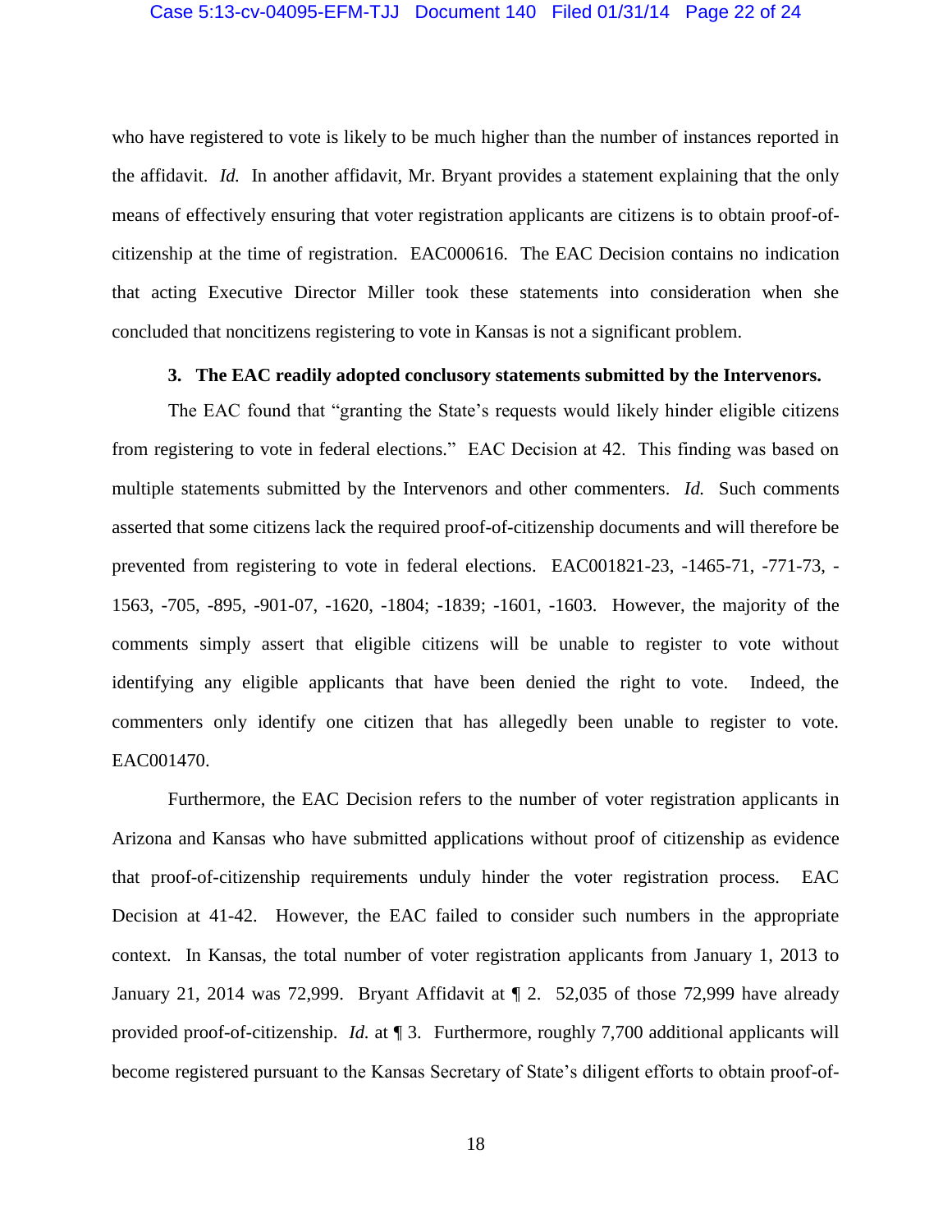who have registered to vote is likely to be much higher than the number of instances reported in the affidavit. *Id.* In another affidavit, Mr. Bryant provides a statement explaining that the only means of effectively ensuring that voter registration applicants are citizens is to obtain proof-of-citizenship at the time of registration. EAC000616. The EAC Decision contains no indication that acting Executive Director Miller took these statements into consideration when she concluded that noncitizens registering to vote in Kansas is not a significant problem.

**3. The EAC readily adopted conclusory statements submitted by the Intervenors.**

The EAC found that "granting the State's requests would likely hinder eligible citizens from registering to vote in federal elections." EAC Decision at 42. This finding was based on multiple statements submitted by the Intervenors and other commenters. *Id.* Such comments asserted that some citizens lack the required proof-of-citizenship documents and will therefore be prevented from registering to vote in federal elections. EAC001821-23, -1465-71, -771-73, -1563, -705, -895, -901-07, -1620, -1804; -1839; -1601, -1603. However, the majority of the comments simply assert that eligible citizens will be unable to register to vote without identifying any eligible applicants that have been denied the right to vote. Indeed, the commenters only identify one citizen that has allegedly been unable to register to vote. EAC001470.

Furthermore, the EAC Decision refers to the number of voter registration applicants in Arizona and Kansas who have submitted applications without proof of citizenship as evidence that proof-of-citizenship requirements unduly hinder the voter registration process. EAC Decision at 41-42. However, the EAC failed to consider such numbers in the appropriate context. In Kansas, the total number of voter registration applicants from January 1, 2013 to January 21, 2014 was 72,999. Bryant Affidavit at ¶ 2. 52,035 of those 72,999 have already provided proof-of-citizenship. *Id.* at ¶ 3. Furthermore, roughly 7,700 additional applicants will become registered pursuant to the Kansas Secretary of State's diligent efforts to obtain proof-of-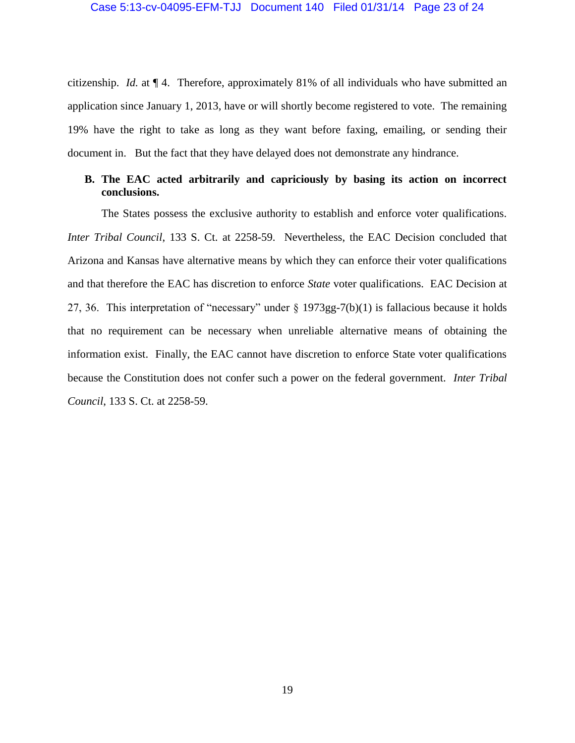citizenship. *Id.* at ¶ 4. Therefore, approximately 81% of all individuals who have submitted an application since January 1, 2013, have or will shortly become registered to vote. The remaining 19% have the right to take as long as they want before faxing, emailing, or sending their document in. But the fact that they have delayed does not demonstrate any hindrance.

**B. The EAC acted arbitrarily and capriciously by basing its action on incorrect conclusions.**

The States possess the exclusive authority to establish and enforce voter qualifications. *Inter Tribal Council*, 133 S. Ct. at 2258-59. Nevertheless, the EAC Decision concluded that Arizona and Kansas have alternative means by which they can enforce their voter qualifications and that therefore the EAC has discretion to enforce *State* voter qualifications. EAC Decision at 27, 36. This interpretation of "necessary" under § 1973gg-7(b)(1) is fallacious because it holds that no requirement can be necessary when unreliable alternative means of obtaining the information exist. Finally, the EAC cannot have discretion to enforce State voter qualifications because the Constitution does not confer such a power on the federal government. *Inter Tribal Council*, 133 S. Ct. at 2258-59.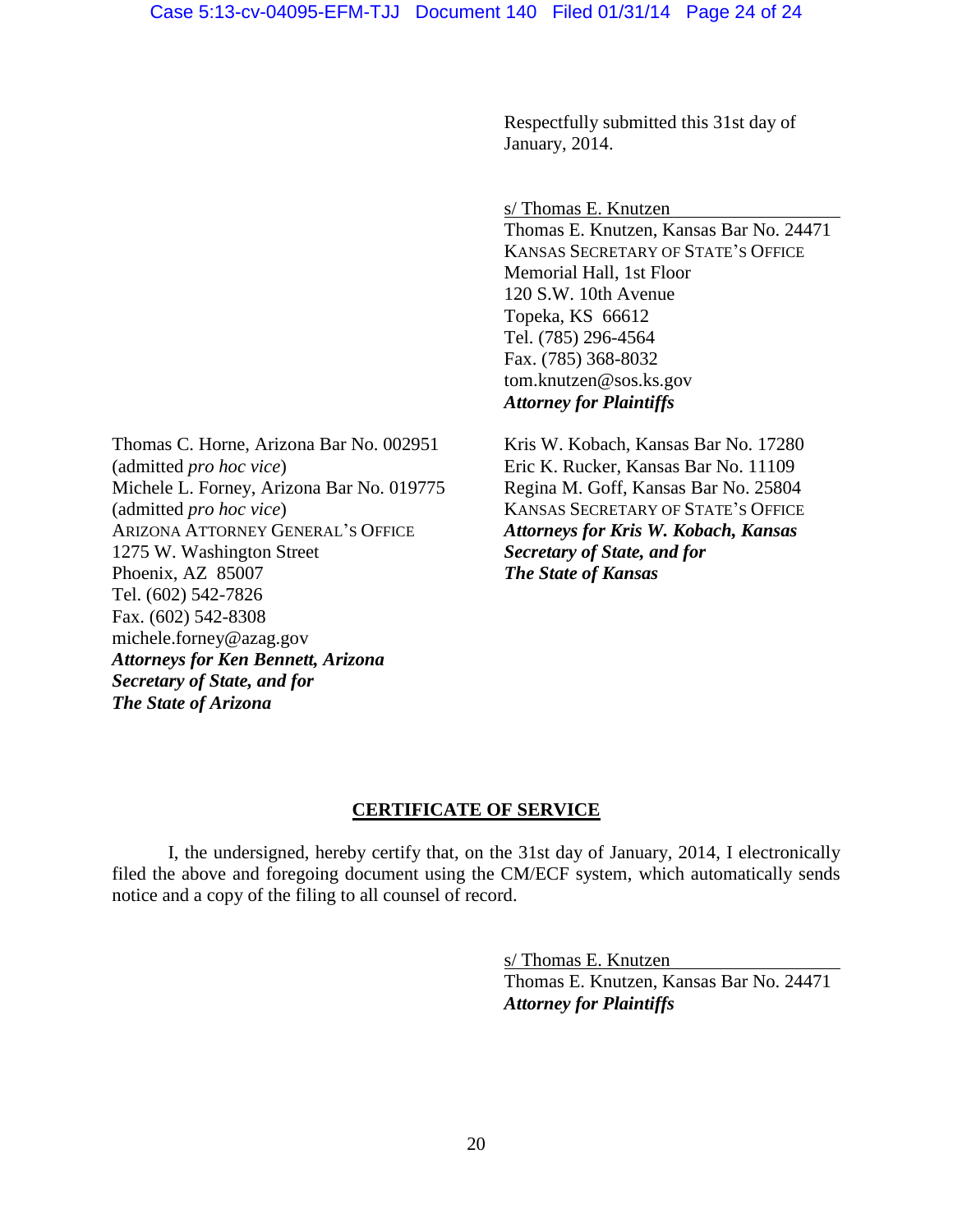Respectfully submitted this 31st day of January, 2014.

s/ Thomas E. Knutzen
Thomas E. Knutzen, Kansas Bar No. 24471
KANSAS SECRETARY OF STATE'S OFFICE
Memorial Hall, 1st Floor
120 S.W. 10th Avenue
Topeka, KS 66612
Tel. (785) 296-4564
Fax. (785) 368-8032
tom.knutzen@sos.ks.gov
***Attorney for Plaintiffs***

Thomas C. Horne, Arizona Bar No. 002951
(admitted *pro hoc vice*)
Michele L. Forney, Arizona Bar No. 019775
(admitted *pro hoc vice*)
ARIZONA ATTORNEY GENERAL'S OFFICE
1275 W. Washington Street
Phoenix, AZ 85007
Tel. (602) 542-7826
Fax. (602) 542-8308
michele.forney@azag.gov
***Attorneys for Ken Bennett, Arizona Secretary of State, and for The State of Arizona***

Kris W. Kobach, Kansas Bar No. 17280
Eric K. Rucker, Kansas Bar No. 11109
Regina M. Goff, Kansas Bar No. 25804
KANSAS SECRETARY OF STATE'S OFFICE
***Attorneys for Kris W. Kobach, Kansas Secretary of State, and for The State of Kansas***

## CERTIFICATE OF SERVICE

I, the undersigned, hereby certify that, on the 31st day of January, 2014, I electronically filed the above and foregoing document using the CM/ECF system, which automatically sends notice and a copy of the filing to all counsel of record.

s/ Thomas E. Knutzen
Thomas E. Knutzen, Kansas Bar No. 24471
***Attorney for Plaintiffs***